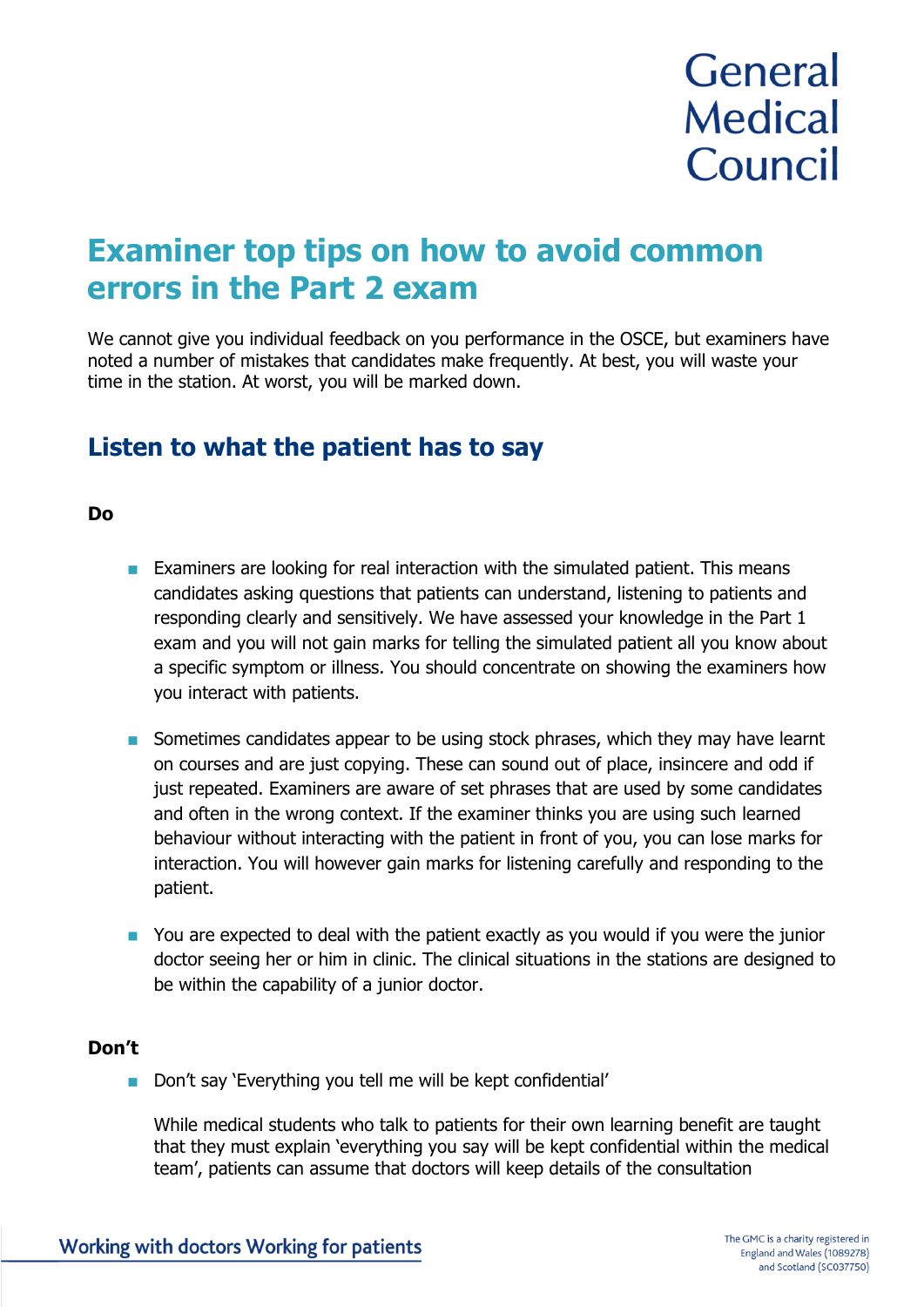General Medical Council

# Examiner top tips on how to avoid common errors in the Part 2 exam

We cannot give you individual feedback on you performance in the OSCE, but examiners have noted a number of mistakes that candidates make frequently. At best, you will waste your time in the station. At worst, you will be marked down.

## Listen to what the patient has to say

**Do**

- Examiners are looking for real interaction with the simulated patient. This means candidates asking questions that patients can understand, listening to patients and responding clearly and sensitively. We have assessed your knowledge in the Part 1 exam and you will not gain marks for telling the simulated patient all you know about a specific symptom or illness. You should concentrate on showing the examiners how you interact with patients.

- Sometimes candidates appear to be using stock phrases, which they may have learnt on courses and are just copying. These can sound out of place, insincere and odd if just repeated. Examiners are aware of set phrases that are used by some candidates and often in the wrong context. If the examiner thinks you are using such learned behaviour without interacting with the patient in front of you, you can lose marks for interaction. You will however gain marks for listening carefully and responding to the patient.

- You are expected to deal with the patient exactly as you would if you were the junior doctor seeing her or him in clinic. The clinical situations in the stations are designed to be within the capability of a junior doctor.

**Don't**

- Don't say 'Everything you tell me will be kept confidential'

  While medical students who talk to patients for their own learning benefit are taught that they must explain 'everything you say will be kept confidential within the medical team', patients can assume that doctors will keep details of the consultation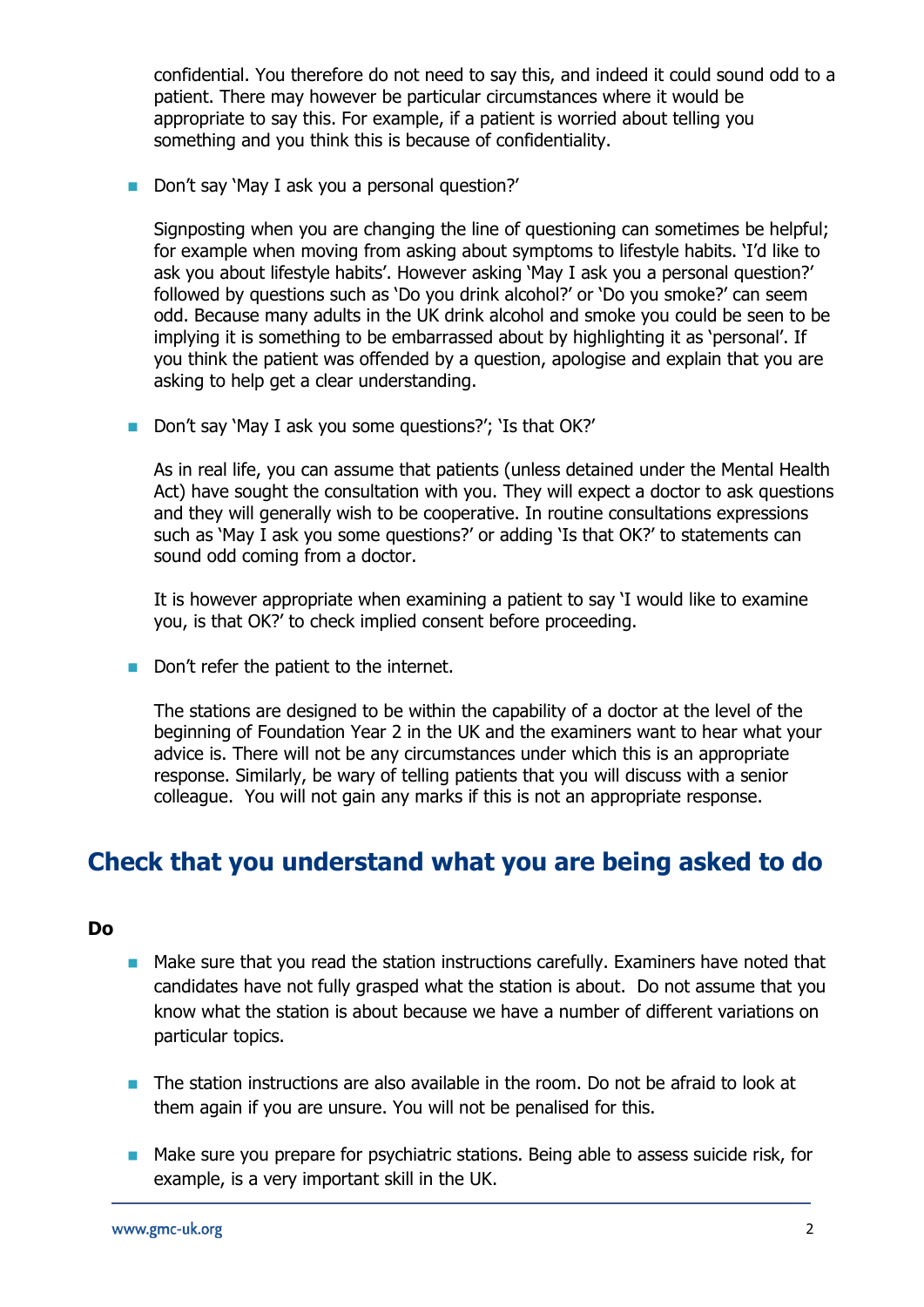confidential. You therefore do not need to say this, and indeed it could sound odd to a patient. There may however be particular circumstances where it would be appropriate to say this. For example, if a patient is worried about telling you something and you think this is because of confidentiality.

- Don't say 'May I ask you a personal question?'

  Signposting when you are changing the line of questioning can sometimes be helpful; for example when moving from asking about symptoms to lifestyle habits. 'I'd like to ask you about lifestyle habits'. However asking 'May I ask you a personal question?' followed by questions such as 'Do you drink alcohol?' or 'Do you smoke?' can seem odd. Because many adults in the UK drink alcohol and smoke you could be seen to be implying it is something to be embarrassed about by highlighting it as 'personal'. If you think the patient was offended by a question, apologise and explain that you are asking to help get a clear understanding.

- Don't say 'May I ask you some questions?'; 'Is that OK?'

  As in real life, you can assume that patients (unless detained under the Mental Health Act) have sought the consultation with you. They will expect a doctor to ask questions and they will generally wish to be cooperative. In routine consultations expressions such as 'May I ask you some questions?' or adding 'Is that OK?' to statements can sound odd coming from a doctor.

  It is however appropriate when examining a patient to say 'I would like to examine you, is that OK?' to check implied consent before proceeding.

- Don't refer the patient to the internet.

  The stations are designed to be within the capability of a doctor at the level of the beginning of Foundation Year 2 in the UK and the examiners want to hear what your advice is. There will not be any circumstances under which this is an appropriate response. Similarly, be wary of telling patients that you will discuss with a senior colleague. You will not gain any marks if this is not an appropriate response.

## Check that you understand what you are being asked to do

**Do**

- Make sure that you read the station instructions carefully. Examiners have noted that candidates have not fully grasped what the station is about. Do not assume that you know what the station is about because we have a number of different variations on particular topics.

- The station instructions are also available in the room. Do not be afraid to look at them again if you are unsure. You will not be penalised for this.

- Make sure you prepare for psychiatric stations. Being able to assess suicide risk, for example, is a very important skill in the UK.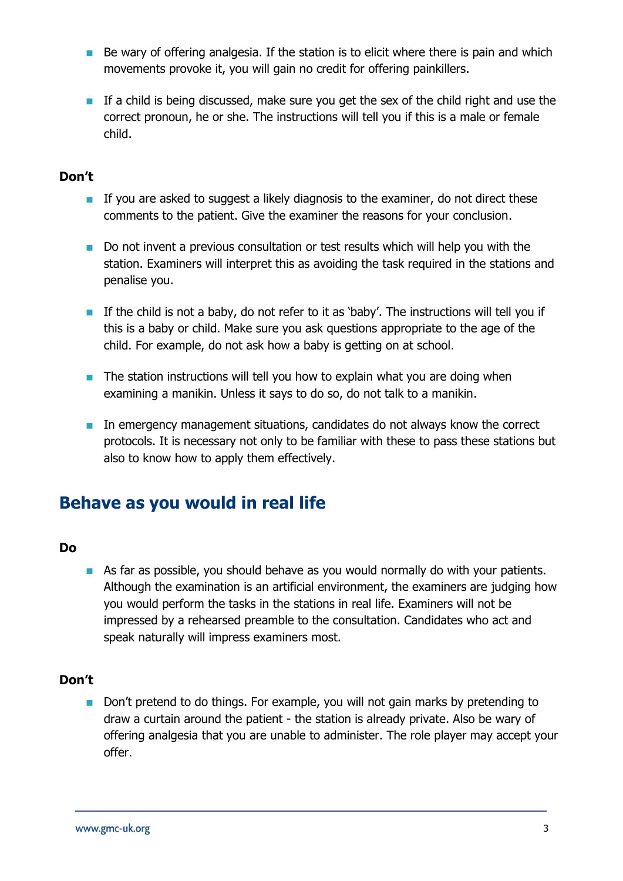- Be wary of offering analgesia. If the station is to elicit where there is pain and which movements provoke it, you will gain no credit for offering painkillers.

- If a child is being discussed, make sure you get the sex of the child right and use the correct pronoun, he or she. The instructions will tell you if this is a male or female child.

**Don't**

- If you are asked to suggest a likely diagnosis to the examiner, do not direct these comments to the patient. Give the examiner the reasons for your conclusion.

- Do not invent a previous consultation or test results which will help you with the station. Examiners will interpret this as avoiding the task required in the stations and penalise you.

- If the child is not a baby, do not refer to it as 'baby'. The instructions will tell you if this is a baby or child. Make sure you ask questions appropriate to the age of the child. For example, do not ask how a baby is getting on at school.

- The station instructions will tell you how to explain what you are doing when examining a manikin. Unless it says to do so, do not talk to a manikin.

- In emergency management situations, candidates do not always know the correct protocols. It is necessary not only to be familiar with these to pass these stations but also to know how to apply them effectively.

## Behave as you would in real life

**Do**

- As far as possible, you should behave as you would normally do with your patients. Although the examination is an artificial environment, the examiners are judging how you would perform the tasks in the stations in real life. Examiners will not be impressed by a rehearsed preamble to the consultation. Candidates who act and speak naturally will impress examiners most.

**Don't**

- Don't pretend to do things. For example, you will not gain marks by pretending to draw a curtain around the patient - the station is already private. Also be wary of offering analgesia that you are unable to administer. The role player may accept your offer.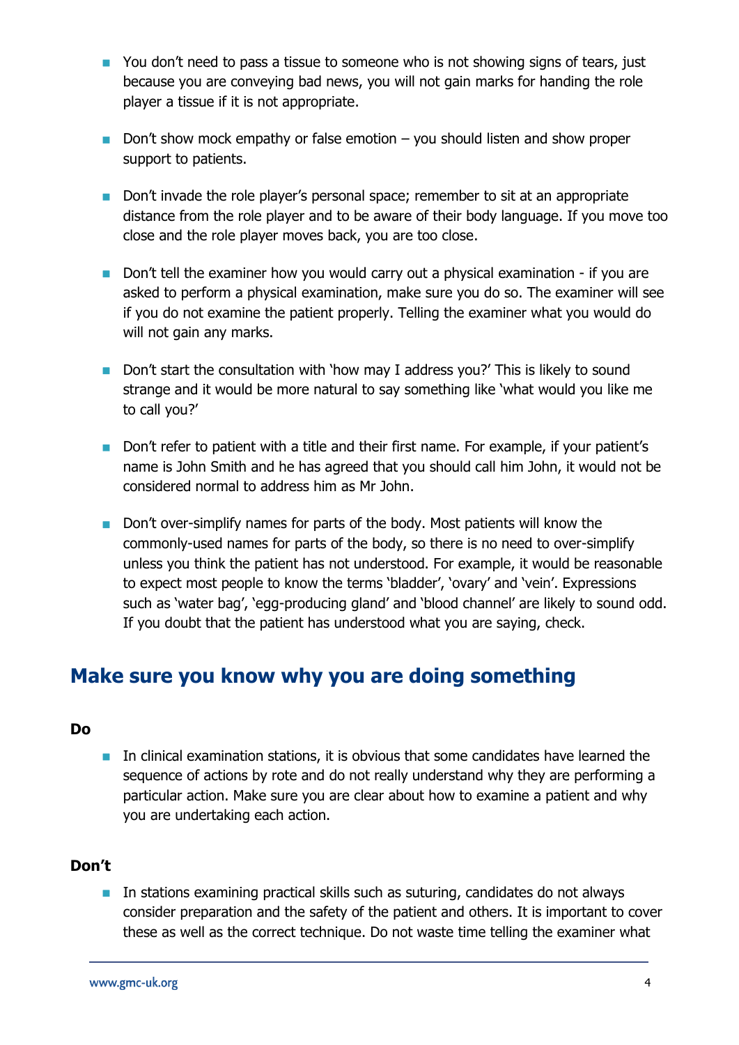- You don't need to pass a tissue to someone who is not showing signs of tears, just because you are conveying bad news, you will not gain marks for handing the role player a tissue if it is not appropriate.
- Don't show mock empathy or false emotion – you should listen and show proper support to patients.
- Don't invade the role player's personal space; remember to sit at an appropriate distance from the role player and to be aware of their body language. If you move too close and the role player moves back, you are too close.
- Don't tell the examiner how you would carry out a physical examination - if you are asked to perform a physical examination, make sure you do so. The examiner will see if you do not examine the patient properly. Telling the examiner what you would do will not gain any marks.
- Don't start the consultation with 'how may I address you?' This is likely to sound strange and it would be more natural to say something like 'what would you like me to call you?'
- Don't refer to patient with a title and their first name. For example, if your patient's name is John Smith and he has agreed that you should call him John, it would not be considered normal to address him as Mr John.
- Don't over-simplify names for parts of the body. Most patients will know the commonly-used names for parts of the body, so there is no need to over-simplify unless you think the patient has not understood. For example, it would be reasonable to expect most people to know the terms 'bladder', 'ovary' and 'vein'. Expressions such as 'water bag', 'egg-producing gland' and 'blood channel' are likely to sound odd. If you doubt that the patient has understood what you are saying, check.

## Make sure you know why you are doing something

**Do**

- In clinical examination stations, it is obvious that some candidates have learned the sequence of actions by rote and do not really understand why they are performing a particular action. Make sure you are clear about how to examine a patient and why you are undertaking each action.

**Don't**

- In stations examining practical skills such as suturing, candidates do not always consider preparation and the safety of the patient and others. It is important to cover these as well as the correct technique. Do not waste time telling the examiner what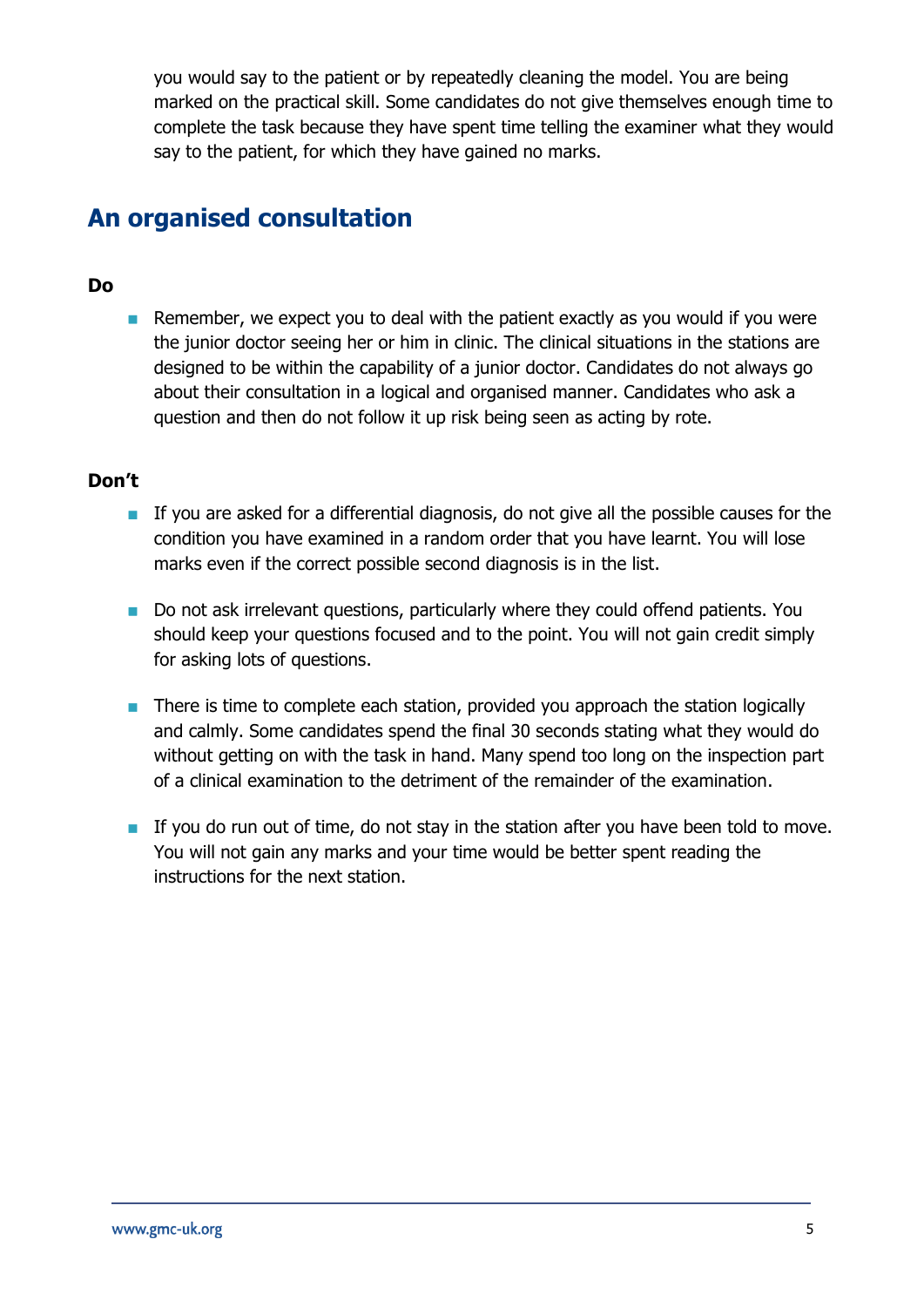you would say to the patient or by repeatedly cleaning the model. You are being marked on the practical skill. Some candidates do not give themselves enough time to complete the task because they have spent time telling the examiner what they would say to the patient, for which they have gained no marks.

## An organised consultation

**Do**

- Remember, we expect you to deal with the patient exactly as you would if you were the junior doctor seeing her or him in clinic. The clinical situations in the stations are designed to be within the capability of a junior doctor. Candidates do not always go about their consultation in a logical and organised manner. Candidates who ask a question and then do not follow it up risk being seen as acting by rote.

**Don't**

- If you are asked for a differential diagnosis, do not give all the possible causes for the condition you have examined in a random order that you have learnt. You will lose marks even if the correct possible second diagnosis is in the list.

- Do not ask irrelevant questions, particularly where they could offend patients. You should keep your questions focused and to the point. You will not gain credit simply for asking lots of questions.

- There is time to complete each station, provided you approach the station logically and calmly. Some candidates spend the final 30 seconds stating what they would do without getting on with the task in hand. Many spend too long on the inspection part of a clinical examination to the detriment of the remainder of the examination.

- If you do run out of time, do not stay in the station after you have been told to move. You will not gain any marks and your time would be better spent reading the instructions for the next station.